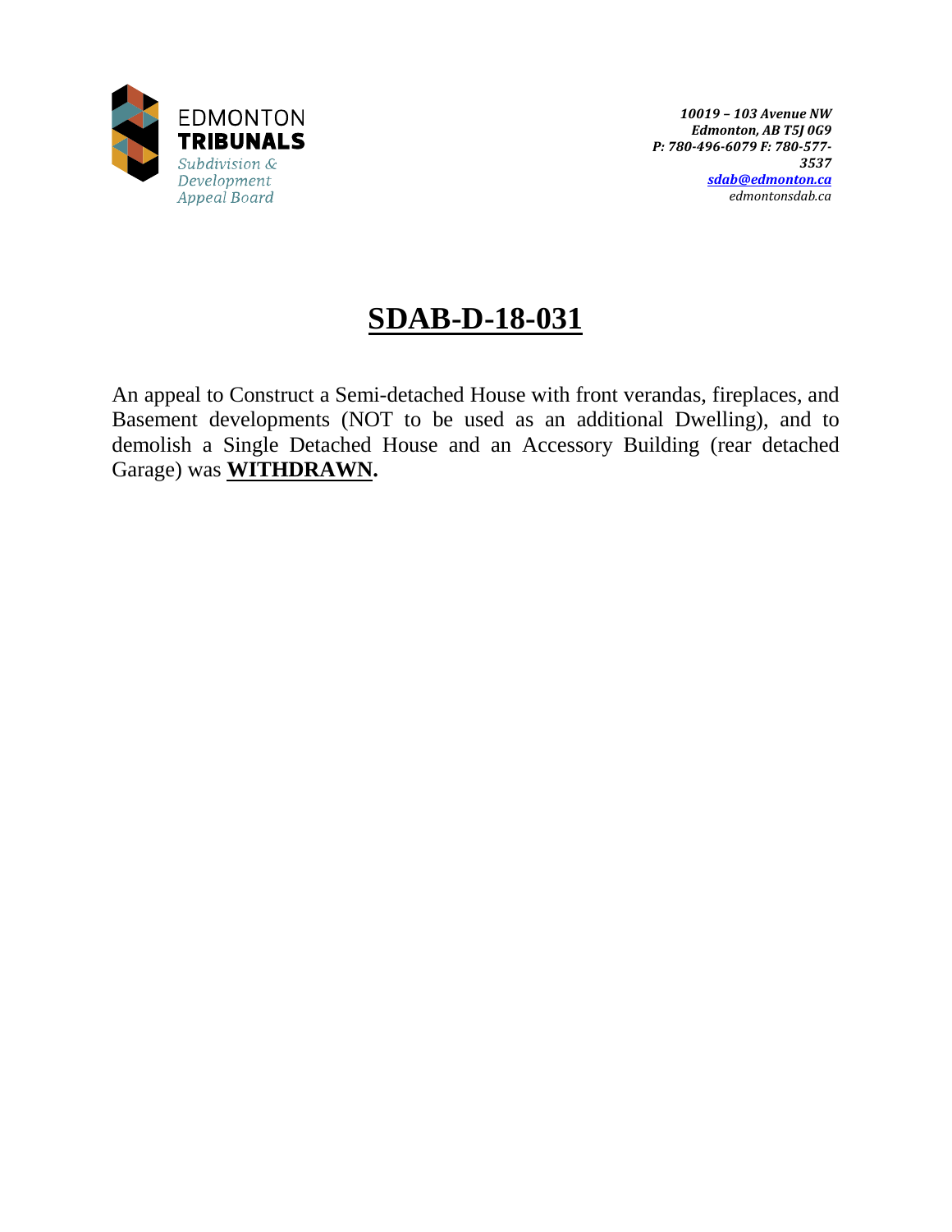EDMONTON
**TRIBUNALS**
*Subdivision & Development Appeal Board*

***10019 – 103 Avenue NW***
***Edmonton, AB T5J 0G9***
***P: 780-496-6079 F: 780-577-3537***
***sdab@edmonton.ca***
*edmontonsdab.ca*

# SDAB-D-18-031

An appeal to Construct a Semi-detached House with front verandas, fireplaces, and Basement developments (NOT to be used as an additional Dwelling), and to demolish a Single Detached House and an Accessory Building (rear detached Garage) was **WITHDRAWN.**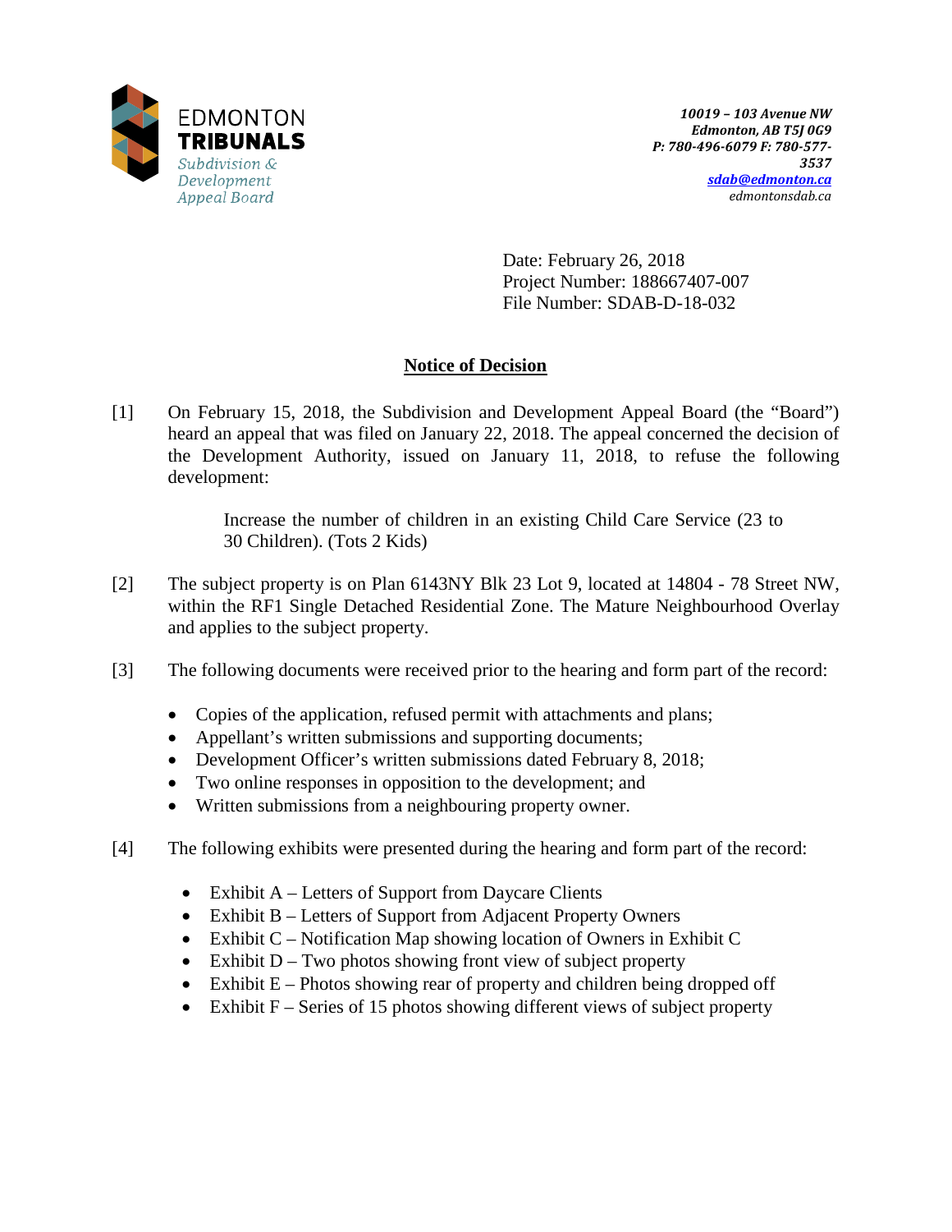EDMONTON
**TRIBUNALS**
*Subdivision & Development Appeal Board*

*10019 – 103 Avenue NW*
*Edmonton, AB T5J 0G9*
*P: 780-496-6079 F: 780-577-3537*
*sdab@edmonton.ca*
*edmontonsdab.ca*

Date: February 26, 2018
Project Number: 188667407-007
File Number: SDAB-D-18-032

## Notice of Decision

[1] On February 15, 2018, the Subdivision and Development Appeal Board (the "Board") heard an appeal that was filed on January 22, 2018. The appeal concerned the decision of the Development Authority, issued on January 11, 2018, to refuse the following development:

> Increase the number of children in an existing Child Care Service (23 to 30 Children). (Tots 2 Kids)

[2] The subject property is on Plan 6143NY Blk 23 Lot 9, located at 14804 - 78 Street NW, within the RF1 Single Detached Residential Zone. The Mature Neighbourhood Overlay and applies to the subject property.

[3] The following documents were received prior to the hearing and form part of the record:

- Copies of the application, refused permit with attachments and plans;
- Appellant's written submissions and supporting documents;
- Development Officer's written submissions dated February 8, 2018;
- Two online responses in opposition to the development; and
- Written submissions from a neighbouring property owner.

[4] The following exhibits were presented during the hearing and form part of the record:

- Exhibit A – Letters of Support from Daycare Clients
- Exhibit B – Letters of Support from Adjacent Property Owners
- Exhibit C – Notification Map showing location of Owners in Exhibit C
- Exhibit D – Two photos showing front view of subject property
- Exhibit E – Photos showing rear of property and children being dropped off
- Exhibit F – Series of 15 photos showing different views of subject property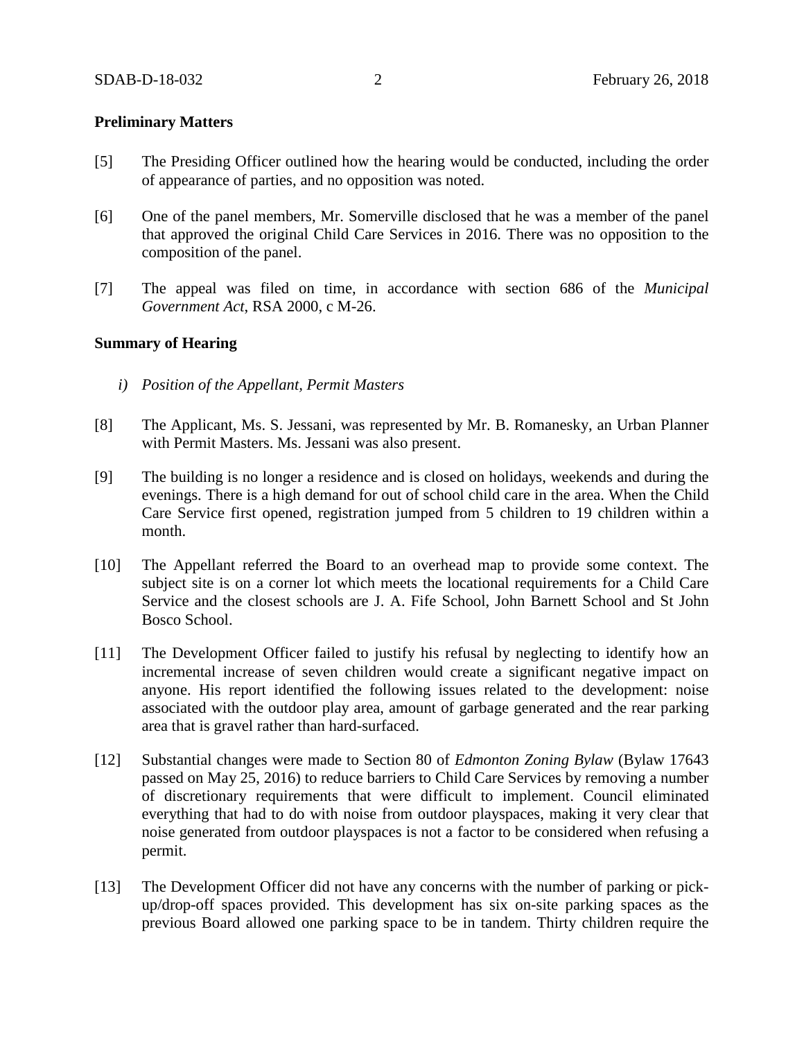**Preliminary Matters**

[5] The Presiding Officer outlined how the hearing would be conducted, including the order of appearance of parties, and no opposition was noted.

[6] One of the panel members, Mr. Somerville disclosed that he was a member of the panel that approved the original Child Care Services in 2016. There was no opposition to the composition of the panel.

[7] The appeal was filed on time, in accordance with section 686 of the *Municipal Government Act*, RSA 2000, c M-26.

**Summary of Hearing**

*i) Position of the Appellant, Permit Masters*

[8] The Applicant, Ms. S. Jessani, was represented by Mr. B. Romanesky, an Urban Planner with Permit Masters. Ms. Jessani was also present.

[9] The building is no longer a residence and is closed on holidays, weekends and during the evenings. There is a high demand for out of school child care in the area. When the Child Care Service first opened, registration jumped from 5 children to 19 children within a month.

[10] The Appellant referred the Board to an overhead map to provide some context. The subject site is on a corner lot which meets the locational requirements for a Child Care Service and the closest schools are J. A. Fife School, John Barnett School and St John Bosco School.

[11] The Development Officer failed to justify his refusal by neglecting to identify how an incremental increase of seven children would create a significant negative impact on anyone. His report identified the following issues related to the development: noise associated with the outdoor play area, amount of garbage generated and the rear parking area that is gravel rather than hard-surfaced.

[12] Substantial changes were made to Section 80 of *Edmonton Zoning Bylaw* (Bylaw 17643 passed on May 25, 2016) to reduce barriers to Child Care Services by removing a number of discretionary requirements that were difficult to implement. Council eliminated everything that had to do with noise from outdoor playspaces, making it very clear that noise generated from outdoor playspaces is not a factor to be considered when refusing a permit.

[13] The Development Officer did not have any concerns with the number of parking or pick-up/drop-off spaces provided. This development has six on-site parking spaces as the previous Board allowed one parking space to be in tandem. Thirty children require the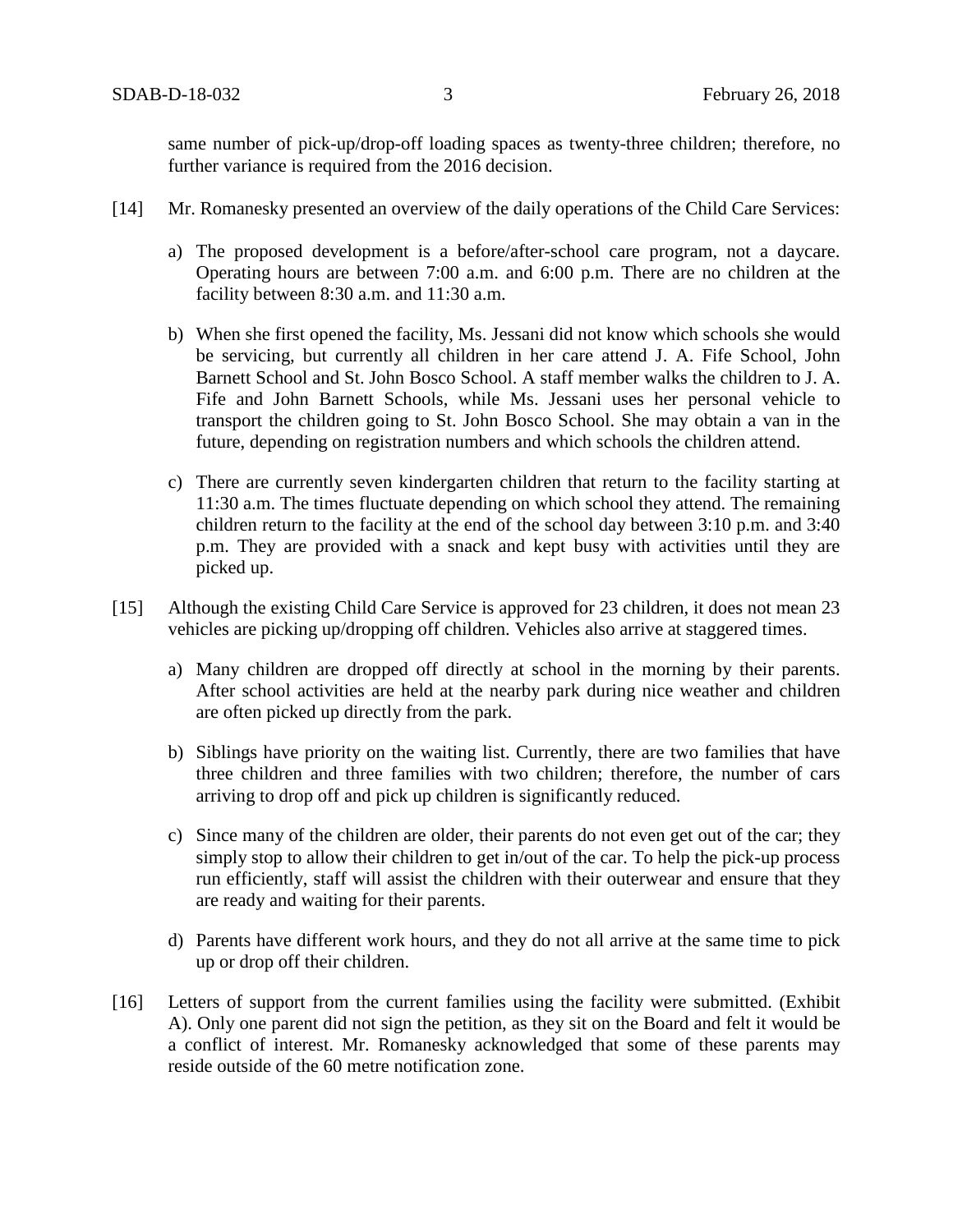same number of pick-up/drop-off loading spaces as twenty-three children; therefore, no further variance is required from the 2016 decision.

[14] Mr. Romanesky presented an overview of the daily operations of the Child Care Services:

a) The proposed development is a before/after-school care program, not a daycare. Operating hours are between 7:00 a.m. and 6:00 p.m. There are no children at the facility between 8:30 a.m. and 11:30 a.m.

b) When she first opened the facility, Ms. Jessani did not know which schools she would be servicing, but currently all children in her care attend J. A. Fife School, John Barnett School and St. John Bosco School. A staff member walks the children to J. A. Fife and John Barnett Schools, while Ms. Jessani uses her personal vehicle to transport the children going to St. John Bosco School. She may obtain a van in the future, depending on registration numbers and which schools the children attend.

c) There are currently seven kindergarten children that return to the facility starting at 11:30 a.m. The times fluctuate depending on which school they attend. The remaining children return to the facility at the end of the school day between 3:10 p.m. and 3:40 p.m. They are provided with a snack and kept busy with activities until they are picked up.

[15] Although the existing Child Care Service is approved for 23 children, it does not mean 23 vehicles are picking up/dropping off children. Vehicles also arrive at staggered times.

a) Many children are dropped off directly at school in the morning by their parents. After school activities are held at the nearby park during nice weather and children are often picked up directly from the park.

b) Siblings have priority on the waiting list. Currently, there are two families that have three children and three families with two children; therefore, the number of cars arriving to drop off and pick up children is significantly reduced.

c) Since many of the children are older, their parents do not even get out of the car; they simply stop to allow their children to get in/out of the car. To help the pick-up process run efficiently, staff will assist the children with their outerwear and ensure that they are ready and waiting for their parents.

d) Parents have different work hours, and they do not all arrive at the same time to pick up or drop off their children.

[16] Letters of support from the current families using the facility were submitted. (Exhibit A). Only one parent did not sign the petition, as they sit on the Board and felt it would be a conflict of interest. Mr. Romanesky acknowledged that some of these parents may reside outside of the 60 metre notification zone.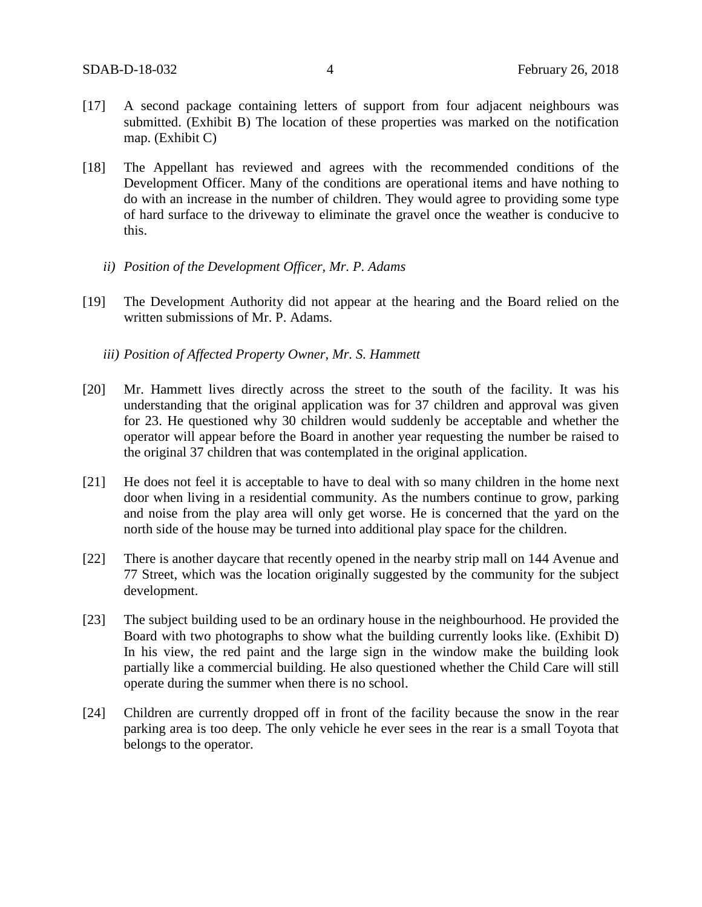[17] A second package containing letters of support from four adjacent neighbours was submitted. (Exhibit B) The location of these properties was marked on the notification map. (Exhibit C)

[18] The Appellant has reviewed and agrees with the recommended conditions of the Development Officer. Many of the conditions are operational items and have nothing to do with an increase in the number of children. They would agree to providing some type of hard surface to the driveway to eliminate the gravel once the weather is conducive to this.

*ii) Position of the Development Officer, Mr. P. Adams*

[19] The Development Authority did not appear at the hearing and the Board relied on the written submissions of Mr. P. Adams.

*iii) Position of Affected Property Owner, Mr. S. Hammett*

[20] Mr. Hammett lives directly across the street to the south of the facility. It was his understanding that the original application was for 37 children and approval was given for 23. He questioned why 30 children would suddenly be acceptable and whether the operator will appear before the Board in another year requesting the number be raised to the original 37 children that was contemplated in the original application.

[21] He does not feel it is acceptable to have to deal with so many children in the home next door when living in a residential community. As the numbers continue to grow, parking and noise from the play area will only get worse. He is concerned that the yard on the north side of the house may be turned into additional play space for the children.

[22] There is another daycare that recently opened in the nearby strip mall on 144 Avenue and 77 Street, which was the location originally suggested by the community for the subject development.

[23] The subject building used to be an ordinary house in the neighbourhood. He provided the Board with two photographs to show what the building currently looks like. (Exhibit D) In his view, the red paint and the large sign in the window make the building look partially like a commercial building. He also questioned whether the Child Care will still operate during the summer when there is no school.

[24] Children are currently dropped off in front of the facility because the snow in the rear parking area is too deep. The only vehicle he ever sees in the rear is a small Toyota that belongs to the operator.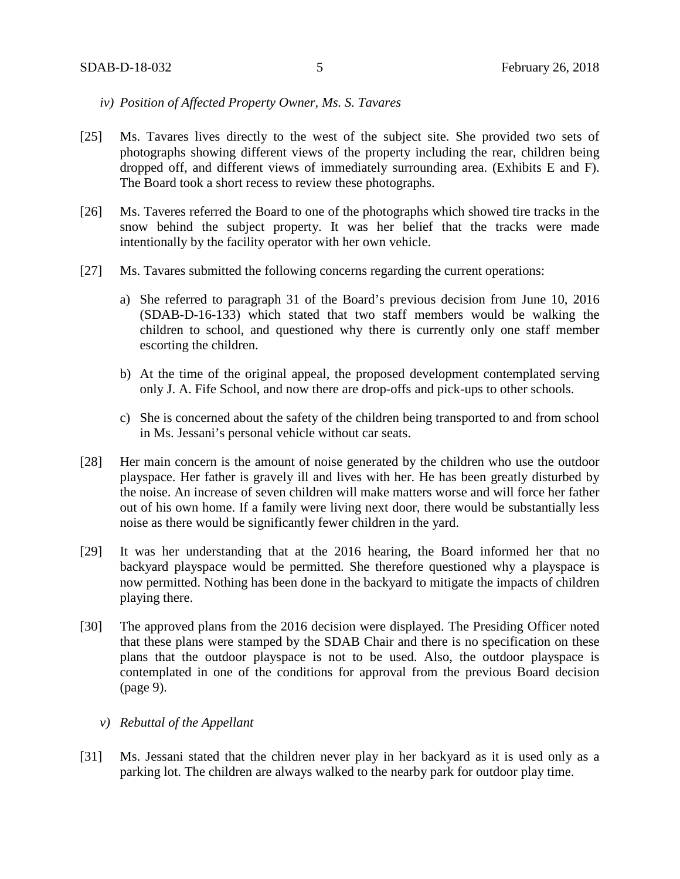*iv) Position of Affected Property Owner, Ms. S. Tavares*

[25] Ms. Tavares lives directly to the west of the subject site. She provided two sets of photographs showing different views of the property including the rear, children being dropped off, and different views of immediately surrounding area. (Exhibits E and F). The Board took a short recess to review these photographs.

[26] Ms. Taveres referred the Board to one of the photographs which showed tire tracks in the snow behind the subject property. It was her belief that the tracks were made intentionally by the facility operator with her own vehicle.

[27] Ms. Tavares submitted the following concerns regarding the current operations:

a) She referred to paragraph 31 of the Board's previous decision from June 10, 2016 (SDAB-D-16-133) which stated that two staff members would be walking the children to school, and questioned why there is currently only one staff member escorting the children.

b) At the time of the original appeal, the proposed development contemplated serving only J. A. Fife School, and now there are drop-offs and pick-ups to other schools.

c) She is concerned about the safety of the children being transported to and from school in Ms. Jessani's personal vehicle without car seats.

[28] Her main concern is the amount of noise generated by the children who use the outdoor playspace. Her father is gravely ill and lives with her. He has been greatly disturbed by the noise. An increase of seven children will make matters worse and will force her father out of his own home. If a family were living next door, there would be substantially less noise as there would be significantly fewer children in the yard.

[29] It was her understanding that at the 2016 hearing, the Board informed her that no backyard playspace would be permitted. She therefore questioned why a playspace is now permitted. Nothing has been done in the backyard to mitigate the impacts of children playing there.

[30] The approved plans from the 2016 decision were displayed. The Presiding Officer noted that these plans were stamped by the SDAB Chair and there is no specification on these plans that the outdoor playspace is not to be used. Also, the outdoor playspace is contemplated in one of the conditions for approval from the previous Board decision (page 9).

*v) Rebuttal of the Appellant*

[31] Ms. Jessani stated that the children never play in her backyard as it is used only as a parking lot. The children are always walked to the nearby park for outdoor play time.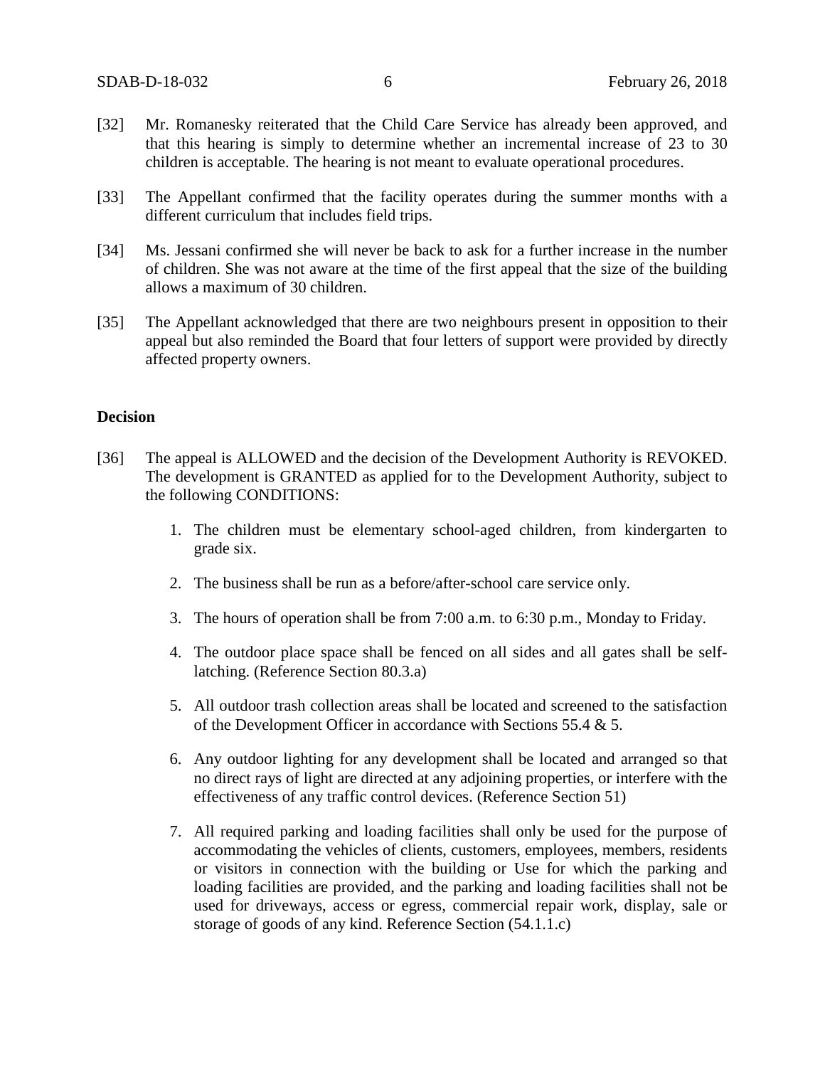[32] Mr. Romanesky reiterated that the Child Care Service has already been approved, and that this hearing is simply to determine whether an incremental increase of 23 to 30 children is acceptable. The hearing is not meant to evaluate operational procedures.

[33] The Appellant confirmed that the facility operates during the summer months with a different curriculum that includes field trips.

[34] Ms. Jessani confirmed she will never be back to ask for a further increase in the number of children. She was not aware at the time of the first appeal that the size of the building allows a maximum of 30 children.

[35] The Appellant acknowledged that there are two neighbours present in opposition to their appeal but also reminded the Board that four letters of support were provided by directly affected property owners.

**Decision**

[36] The appeal is ALLOWED and the decision of the Development Authority is REVOKED. The development is GRANTED as applied for to the Development Authority, subject to the following CONDITIONS:

1. The children must be elementary school-aged children, from kindergarten to grade six.

2. The business shall be run as a before/after-school care service only.

3. The hours of operation shall be from 7:00 a.m. to 6:30 p.m., Monday to Friday.

4. The outdoor place space shall be fenced on all sides and all gates shall be self-latching. (Reference Section 80.3.a)

5. All outdoor trash collection areas shall be located and screened to the satisfaction of the Development Officer in accordance with Sections 55.4 & 5.

6. Any outdoor lighting for any development shall be located and arranged so that no direct rays of light are directed at any adjoining properties, or interfere with the effectiveness of any traffic control devices. (Reference Section 51)

7. All required parking and loading facilities shall only be used for the purpose of accommodating the vehicles of clients, customers, employees, members, residents or visitors in connection with the building or Use for which the parking and loading facilities are provided, and the parking and loading facilities shall not be used for driveways, access or egress, commercial repair work, display, sale or storage of goods of any kind. Reference Section (54.1.1.c)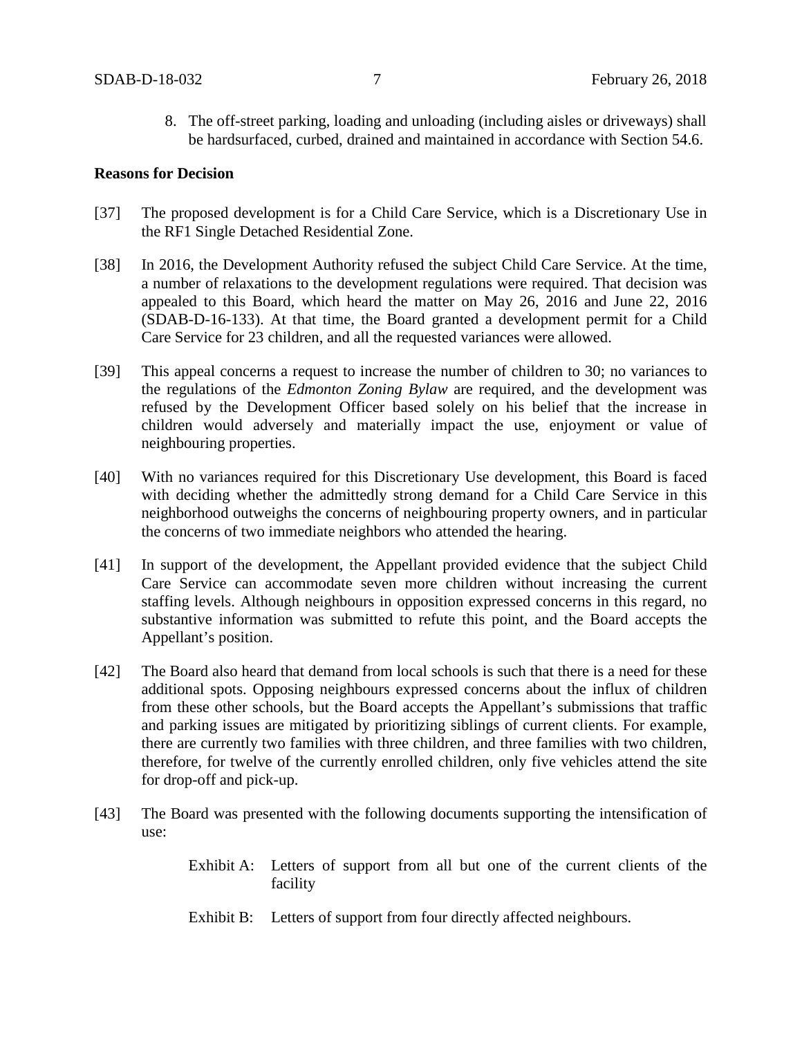8. The off-street parking, loading and unloading (including aisles or driveways) shall be hardsurfaced, curbed, drained and maintained in accordance with Section 54.6.

**Reasons for Decision**

[37] The proposed development is for a Child Care Service, which is a Discretionary Use in the RF1 Single Detached Residential Zone.

[38] In 2016, the Development Authority refused the subject Child Care Service. At the time, a number of relaxations to the development regulations were required. That decision was appealed to this Board, which heard the matter on May 26, 2016 and June 22, 2016 (SDAB-D-16-133). At that time, the Board granted a development permit for a Child Care Service for 23 children, and all the requested variances were allowed.

[39] This appeal concerns a request to increase the number of children to 30; no variances to the regulations of the *Edmonton Zoning Bylaw* are required, and the development was refused by the Development Officer based solely on his belief that the increase in children would adversely and materially impact the use, enjoyment or value of neighbouring properties.

[40] With no variances required for this Discretionary Use development, this Board is faced with deciding whether the admittedly strong demand for a Child Care Service in this neighborhood outweighs the concerns of neighbouring property owners, and in particular the concerns of two immediate neighbors who attended the hearing.

[41] In support of the development, the Appellant provided evidence that the subject Child Care Service can accommodate seven more children without increasing the current staffing levels. Although neighbours in opposition expressed concerns in this regard, no substantive information was submitted to refute this point, and the Board accepts the Appellant's position.

[42] The Board also heard that demand from local schools is such that there is a need for these additional spots. Opposing neighbours expressed concerns about the influx of children from these other schools, but the Board accepts the Appellant's submissions that traffic and parking issues are mitigated by prioritizing siblings of current clients. For example, there are currently two families with three children, and three families with two children, therefore, for twelve of the currently enrolled children, only five vehicles attend the site for drop-off and pick-up.

[43] The Board was presented with the following documents supporting the intensification of use:

Exhibit A: Letters of support from all but one of the current clients of the facility

Exhibit B: Letters of support from four directly affected neighbours.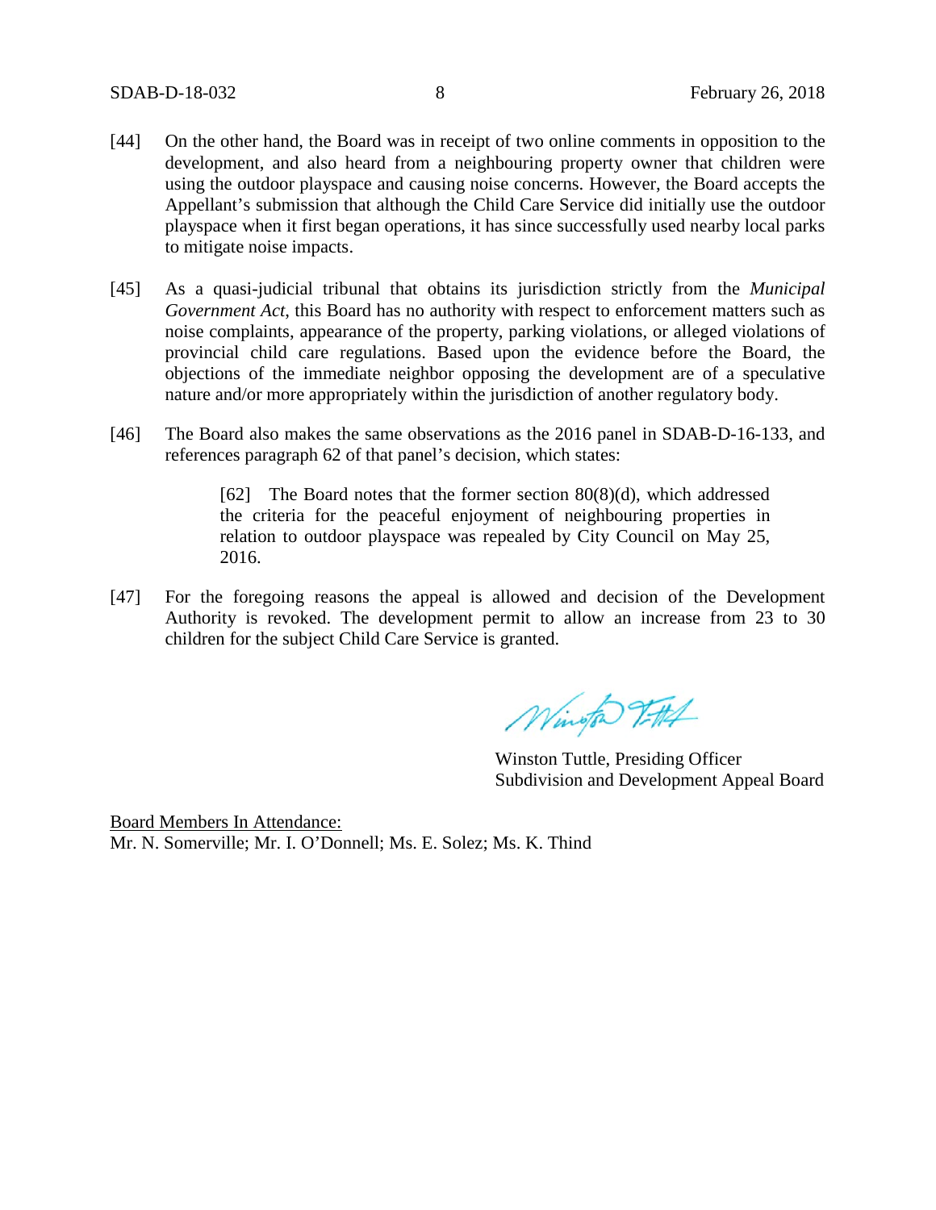[44] On the other hand, the Board was in receipt of two online comments in opposition to the development, and also heard from a neighbouring property owner that children were using the outdoor playspace and causing noise concerns. However, the Board accepts the Appellant's submission that although the Child Care Service did initially use the outdoor playspace when it first began operations, it has since successfully used nearby local parks to mitigate noise impacts.

[45] As a quasi-judicial tribunal that obtains its jurisdiction strictly from the *Municipal Government Act*, this Board has no authority with respect to enforcement matters such as noise complaints, appearance of the property, parking violations, or alleged violations of provincial child care regulations. Based upon the evidence before the Board, the objections of the immediate neighbor opposing the development are of a speculative nature and/or more appropriately within the jurisdiction of another regulatory body.

[46] The Board also makes the same observations as the 2016 panel in SDAB-D-16-133, and references paragraph 62 of that panel's decision, which states:

> [62] The Board notes that the former section 80(8)(d), which addressed the criteria for the peaceful enjoyment of neighbouring properties in relation to outdoor playspace was repealed by City Council on May 25, 2016.

[47] For the foregoing reasons the appeal is allowed and decision of the Development Authority is revoked. The development permit to allow an increase from 23 to 30 children for the subject Child Care Service is granted.

Winston Tuttle, Presiding Officer
Subdivision and Development Appeal Board

<u>Board Members In Attendance:</u>
Mr. N. Somerville; Mr. I. O'Donnell; Ms. E. Solez; Ms. K. Thind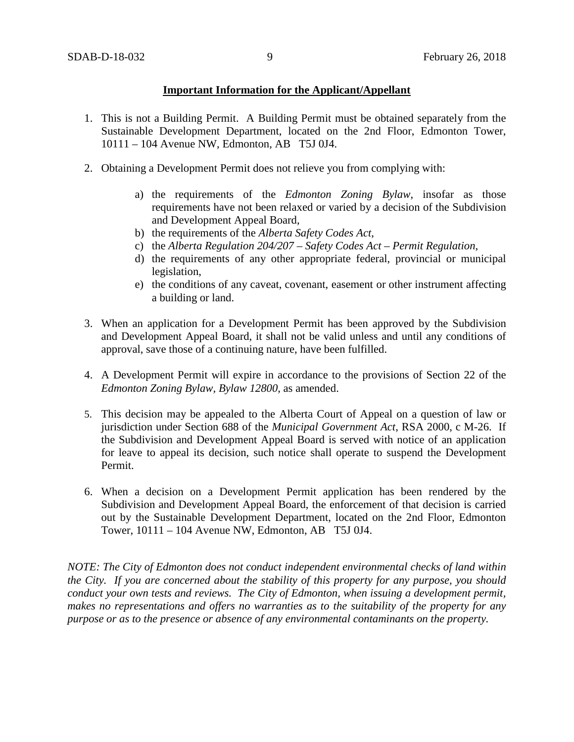**Important Information for the Applicant/Appellant**

1. This is not a Building Permit. A Building Permit must be obtained separately from the Sustainable Development Department, located on the 2nd Floor, Edmonton Tower, 10111 – 104 Avenue NW, Edmonton, AB T5J 0J4.

2. Obtaining a Development Permit does not relieve you from complying with:

    a) the requirements of the *Edmonton Zoning Bylaw*, insofar as those requirements have not been relaxed or varied by a decision of the Subdivision and Development Appeal Board,
    b) the requirements of the *Alberta Safety Codes Act*,
    c) the *Alberta Regulation 204/207 – Safety Codes Act – Permit Regulation*,
    d) the requirements of any other appropriate federal, provincial or municipal legislation,
    e) the conditions of any caveat, covenant, easement or other instrument affecting a building or land.

3. When an application for a Development Permit has been approved by the Subdivision and Development Appeal Board, it shall not be valid unless and until any conditions of approval, save those of a continuing nature, have been fulfilled.

4. A Development Permit will expire in accordance to the provisions of Section 22 of the *Edmonton Zoning Bylaw, Bylaw 12800*, as amended.

5. This decision may be appealed to the Alberta Court of Appeal on a question of law or jurisdiction under Section 688 of the *Municipal Government Act*, RSA 2000, c M-26. If the Subdivision and Development Appeal Board is served with notice of an application for leave to appeal its decision, such notice shall operate to suspend the Development Permit.

6. When a decision on a Development Permit application has been rendered by the Subdivision and Development Appeal Board, the enforcement of that decision is carried out by the Sustainable Development Department, located on the 2nd Floor, Edmonton Tower, 10111 – 104 Avenue NW, Edmonton, AB T5J 0J4.

*NOTE: The City of Edmonton does not conduct independent environmental checks of land within the City. If you are concerned about the stability of this property for any purpose, you should conduct your own tests and reviews. The City of Edmonton, when issuing a development permit, makes no representations and offers no warranties as to the suitability of the property for any purpose or as to the presence or absence of any environmental contaminants on the property.*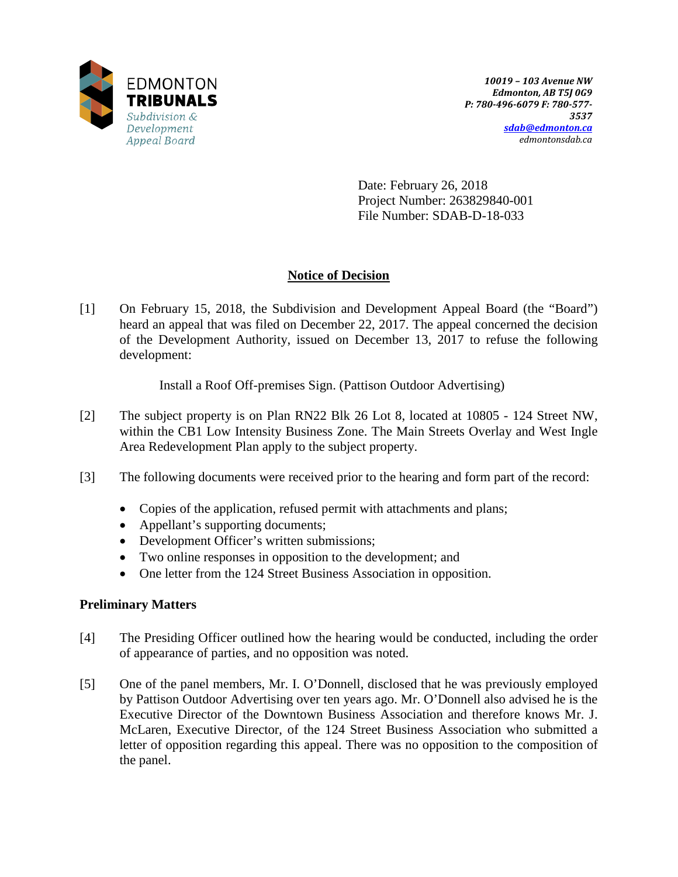EDMONTON
TRIBUNALS
Subdivision & Development Appeal Board

*10019 – 103 Avenue NW*
*Edmonton, AB T5J 0G9*
*P: 780-496-6079 F: 780-577-3537*
*sdab@edmonton.ca*
*edmontonsdab.ca*

Date: February 26, 2018
Project Number: 263829840-001
File Number: SDAB-D-18-033

## Notice of Decision

[1] On February 15, 2018, the Subdivision and Development Appeal Board (the "Board") heard an appeal that was filed on December 22, 2017. The appeal concerned the decision of the Development Authority, issued on December 13, 2017 to refuse the following development:

Install a Roof Off-premises Sign. (Pattison Outdoor Advertising)

[2] The subject property is on Plan RN22 Blk 26 Lot 8, located at 10805 - 124 Street NW, within the CB1 Low Intensity Business Zone. The Main Streets Overlay and West Ingle Area Redevelopment Plan apply to the subject property.

[3] The following documents were received prior to the hearing and form part of the record:

- Copies of the application, refused permit with attachments and plans;
- Appellant's supporting documents;
- Development Officer's written submissions;
- Two online responses in opposition to the development; and
- One letter from the 124 Street Business Association in opposition.

### Preliminary Matters

[4] The Presiding Officer outlined how the hearing would be conducted, including the order of appearance of parties, and no opposition was noted.

[5] One of the panel members, Mr. I. O'Donnell, disclosed that he was previously employed by Pattison Outdoor Advertising over ten years ago. Mr. O'Donnell also advised he is the Executive Director of the Downtown Business Association and therefore knows Mr. J. McLaren, Executive Director, of the 124 Street Business Association who submitted a letter of opposition regarding this appeal. There was no opposition to the composition of the panel.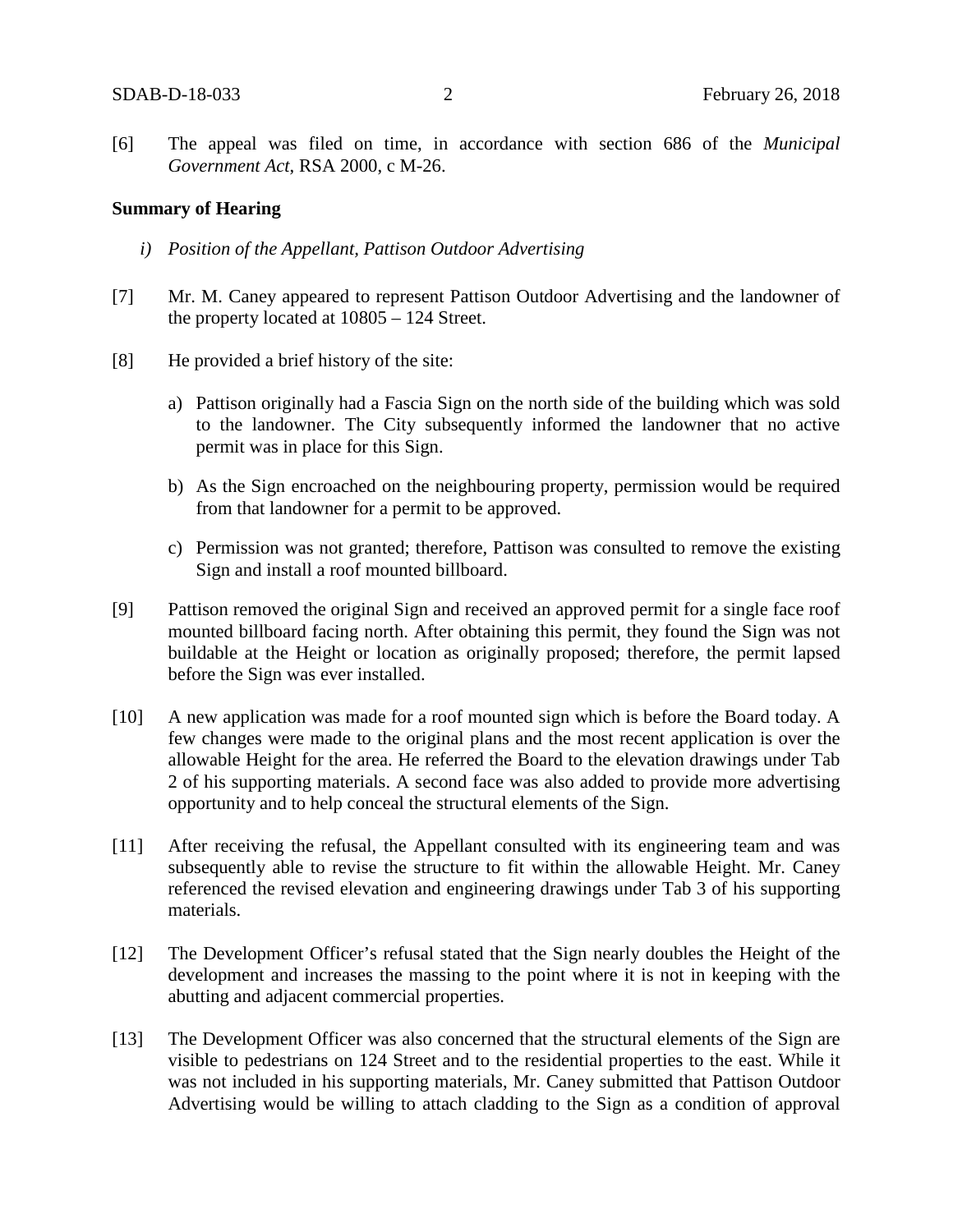[6] The appeal was filed on time, in accordance with section 686 of the *Municipal Government Act*, RSA 2000, c M-26.

**Summary of Hearing**

*i) Position of the Appellant, Pattison Outdoor Advertising*

[7] Mr. M. Caney appeared to represent Pattison Outdoor Advertising and the landowner of the property located at 10805 – 124 Street.

[8] He provided a brief history of the site:

a) Pattison originally had a Fascia Sign on the north side of the building which was sold to the landowner. The City subsequently informed the landowner that no active permit was in place for this Sign.

b) As the Sign encroached on the neighbouring property, permission would be required from that landowner for a permit to be approved.

c) Permission was not granted; therefore, Pattison was consulted to remove the existing Sign and install a roof mounted billboard.

[9] Pattison removed the original Sign and received an approved permit for a single face roof mounted billboard facing north. After obtaining this permit, they found the Sign was not buildable at the Height or location as originally proposed; therefore, the permit lapsed before the Sign was ever installed.

[10] A new application was made for a roof mounted sign which is before the Board today. A few changes were made to the original plans and the most recent application is over the allowable Height for the area. He referred the Board to the elevation drawings under Tab 2 of his supporting materials. A second face was also added to provide more advertising opportunity and to help conceal the structural elements of the Sign.

[11] After receiving the refusal, the Appellant consulted with its engineering team and was subsequently able to revise the structure to fit within the allowable Height. Mr. Caney referenced the revised elevation and engineering drawings under Tab 3 of his supporting materials.

[12] The Development Officer's refusal stated that the Sign nearly doubles the Height of the development and increases the massing to the point where it is not in keeping with the abutting and adjacent commercial properties.

[13] The Development Officer was also concerned that the structural elements of the Sign are visible to pedestrians on 124 Street and to the residential properties to the east. While it was not included in his supporting materials, Mr. Caney submitted that Pattison Outdoor Advertising would be willing to attach cladding to the Sign as a condition of approval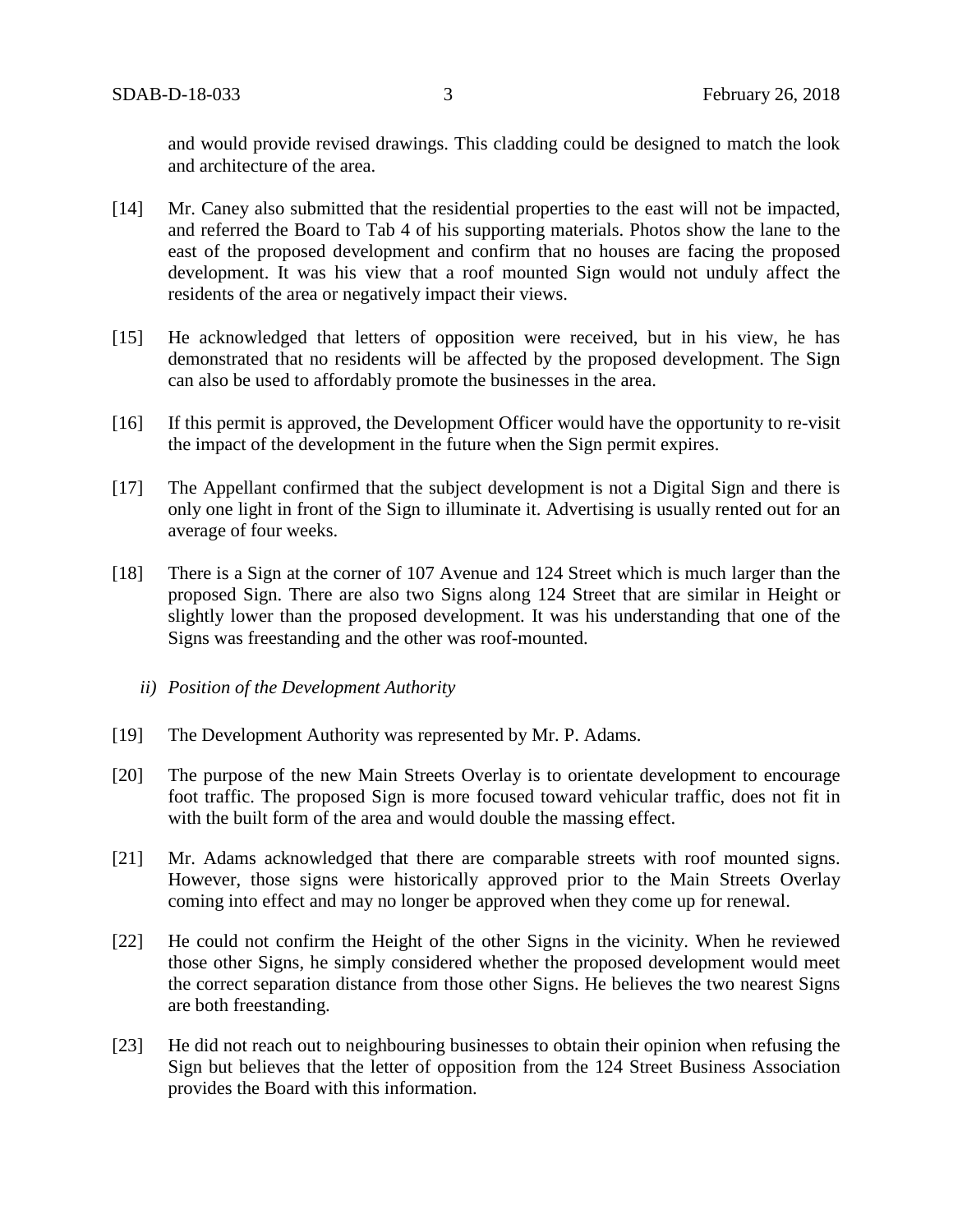and would provide revised drawings. This cladding could be designed to match the look and architecture of the area.

[14] Mr. Caney also submitted that the residential properties to the east will not be impacted, and referred the Board to Tab 4 of his supporting materials. Photos show the lane to the east of the proposed development and confirm that no houses are facing the proposed development. It was his view that a roof mounted Sign would not unduly affect the residents of the area or negatively impact their views.

[15] He acknowledged that letters of opposition were received, but in his view, he has demonstrated that no residents will be affected by the proposed development. The Sign can also be used to affordably promote the businesses in the area.

[16] If this permit is approved, the Development Officer would have the opportunity to re-visit the impact of the development in the future when the Sign permit expires.

[17] The Appellant confirmed that the subject development is not a Digital Sign and there is only one light in front of the Sign to illuminate it. Advertising is usually rented out for an average of four weeks.

[18] There is a Sign at the corner of 107 Avenue and 124 Street which is much larger than the proposed Sign. There are also two Signs along 124 Street that are similar in Height or slightly lower than the proposed development. It was his understanding that one of the Signs was freestanding and the other was roof-mounted.

*ii) Position of the Development Authority*

[19] The Development Authority was represented by Mr. P. Adams.

[20] The purpose of the new Main Streets Overlay is to orientate development to encourage foot traffic. The proposed Sign is more focused toward vehicular traffic, does not fit in with the built form of the area and would double the massing effect.

[21] Mr. Adams acknowledged that there are comparable streets with roof mounted signs. However, those signs were historically approved prior to the Main Streets Overlay coming into effect and may no longer be approved when they come up for renewal.

[22] He could not confirm the Height of the other Signs in the vicinity. When he reviewed those other Signs, he simply considered whether the proposed development would meet the correct separation distance from those other Signs. He believes the two nearest Signs are both freestanding.

[23] He did not reach out to neighbouring businesses to obtain their opinion when refusing the Sign but believes that the letter of opposition from the 124 Street Business Association provides the Board with this information.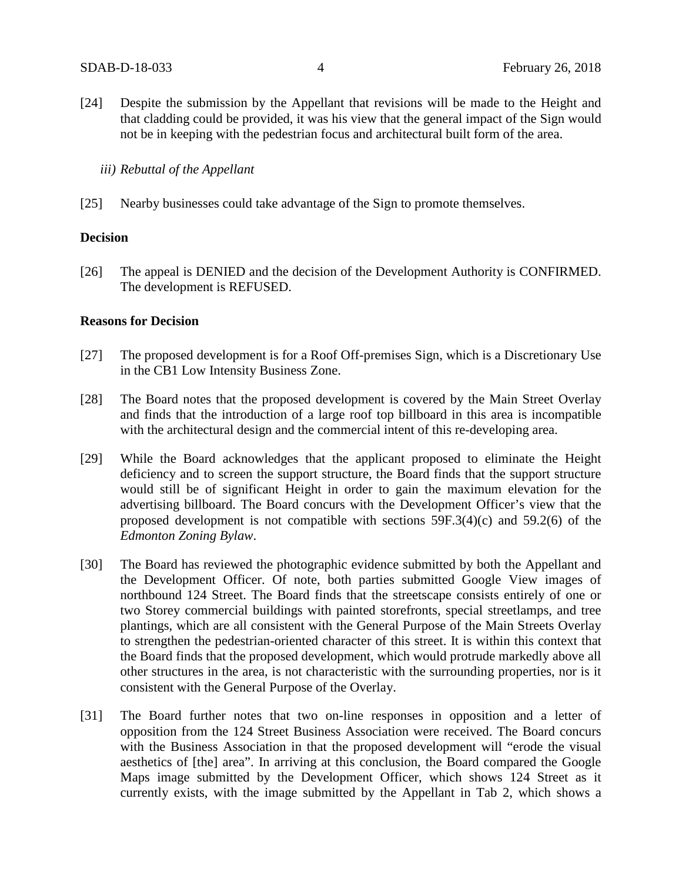[24] Despite the submission by the Appellant that revisions will be made to the Height and that cladding could be provided, it was his view that the general impact of the Sign would not be in keeping with the pedestrian focus and architectural built form of the area.

*iii) Rebuttal of the Appellant*

[25] Nearby businesses could take advantage of the Sign to promote themselves.

**Decision**

[26] The appeal is DENIED and the decision of the Development Authority is CONFIRMED. The development is REFUSED.

**Reasons for Decision**

[27] The proposed development is for a Roof Off-premises Sign, which is a Discretionary Use in the CB1 Low Intensity Business Zone.

[28] The Board notes that the proposed development is covered by the Main Street Overlay and finds that the introduction of a large roof top billboard in this area is incompatible with the architectural design and the commercial intent of this re-developing area.

[29] While the Board acknowledges that the applicant proposed to eliminate the Height deficiency and to screen the support structure, the Board finds that the support structure would still be of significant Height in order to gain the maximum elevation for the advertising billboard. The Board concurs with the Development Officer's view that the proposed development is not compatible with sections 59F.3(4)(c) and 59.2(6) of the *Edmonton Zoning Bylaw*.

[30] The Board has reviewed the photographic evidence submitted by both the Appellant and the Development Officer. Of note, both parties submitted Google View images of northbound 124 Street. The Board finds that the streetscape consists entirely of one or two Storey commercial buildings with painted storefronts, special streetlamps, and tree plantings, which are all consistent with the General Purpose of the Main Streets Overlay to strengthen the pedestrian-oriented character of this street. It is within this context that the Board finds that the proposed development, which would protrude markedly above all other structures in the area, is not characteristic with the surrounding properties, nor is it consistent with the General Purpose of the Overlay.

[31] The Board further notes that two on-line responses in opposition and a letter of opposition from the 124 Street Business Association were received. The Board concurs with the Business Association in that the proposed development will "erode the visual aesthetics of [the] area". In arriving at this conclusion, the Board compared the Google Maps image submitted by the Development Officer, which shows 124 Street as it currently exists, with the image submitted by the Appellant in Tab 2, which shows a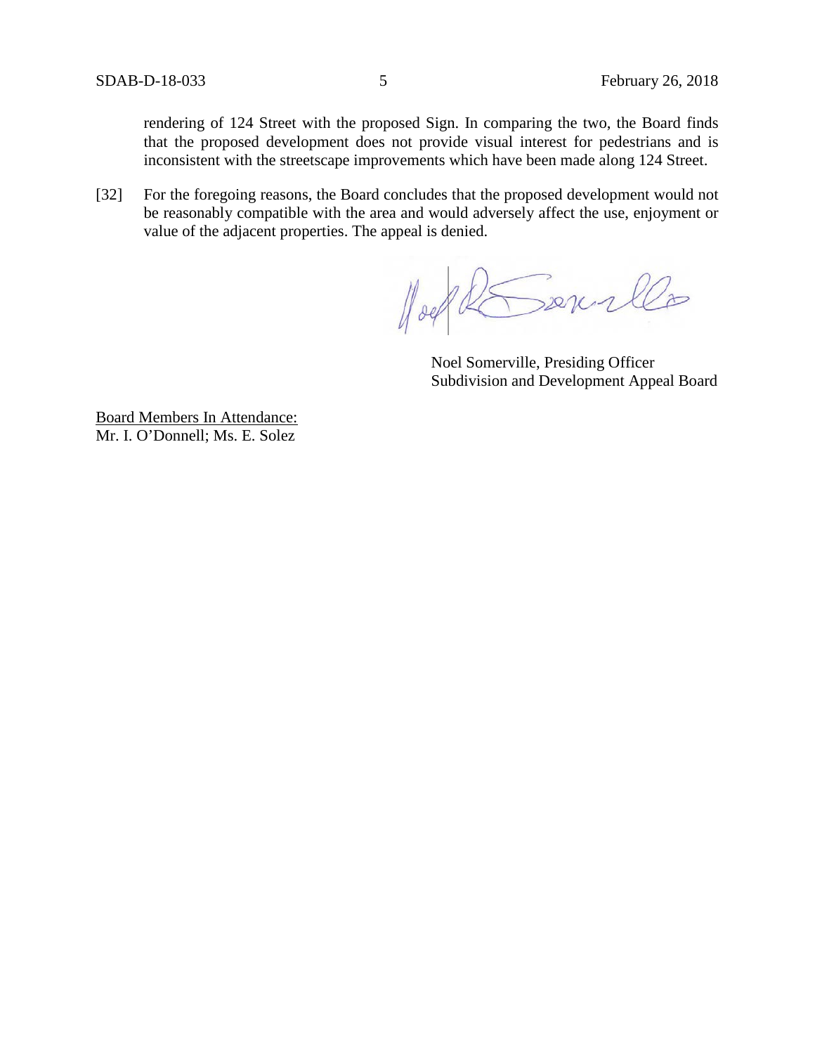rendering of 124 Street with the proposed Sign. In comparing the two, the Board finds that the proposed development does not provide visual interest for pedestrians and is inconsistent with the streetscape improvements which have been made along 124 Street.

[32] For the foregoing reasons, the Board concludes that the proposed development would not be reasonably compatible with the area and would adversely affect the use, enjoyment or value of the adjacent properties. The appeal is denied.

Noel Somerville, Presiding Officer
Subdivision and Development Appeal Board

Board Members In Attendance:
Mr. I. O'Donnell; Ms. E. Solez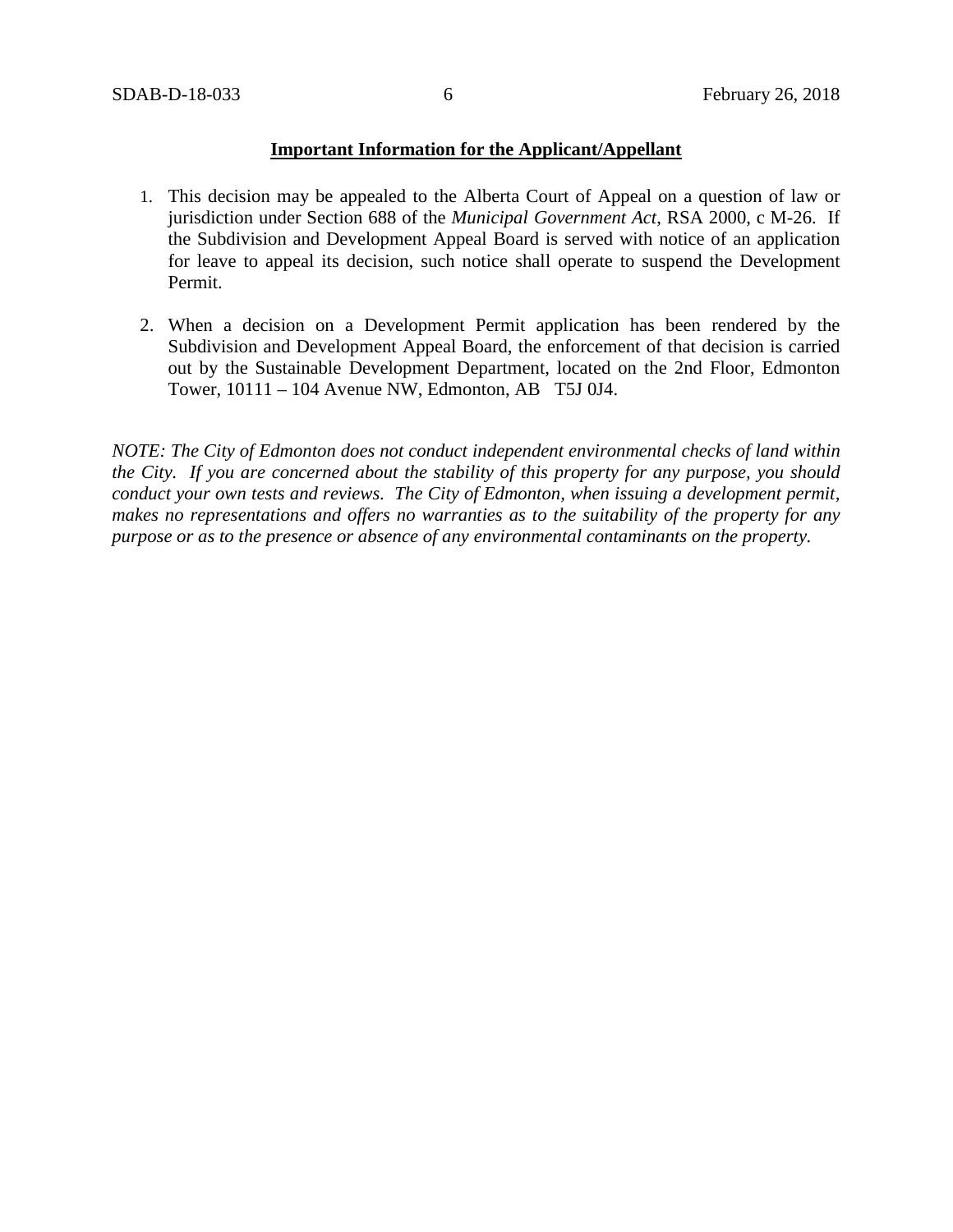**Important Information for the Applicant/Appellant**

1. This decision may be appealed to the Alberta Court of Appeal on a question of law or jurisdiction under Section 688 of the *Municipal Government Act*, RSA 2000, c M-26. If the Subdivision and Development Appeal Board is served with notice of an application for leave to appeal its decision, such notice shall operate to suspend the Development Permit.

2. When a decision on a Development Permit application has been rendered by the Subdivision and Development Appeal Board, the enforcement of that decision is carried out by the Sustainable Development Department, located on the 2nd Floor, Edmonton Tower, 10111 – 104 Avenue NW, Edmonton, AB T5J 0J4.

*NOTE: The City of Edmonton does not conduct independent environmental checks of land within the City. If you are concerned about the stability of this property for any purpose, you should conduct your own tests and reviews. The City of Edmonton, when issuing a development permit, makes no representations and offers no warranties as to the suitability of the property for any purpose or as to the presence or absence of any environmental contaminants on the property.*